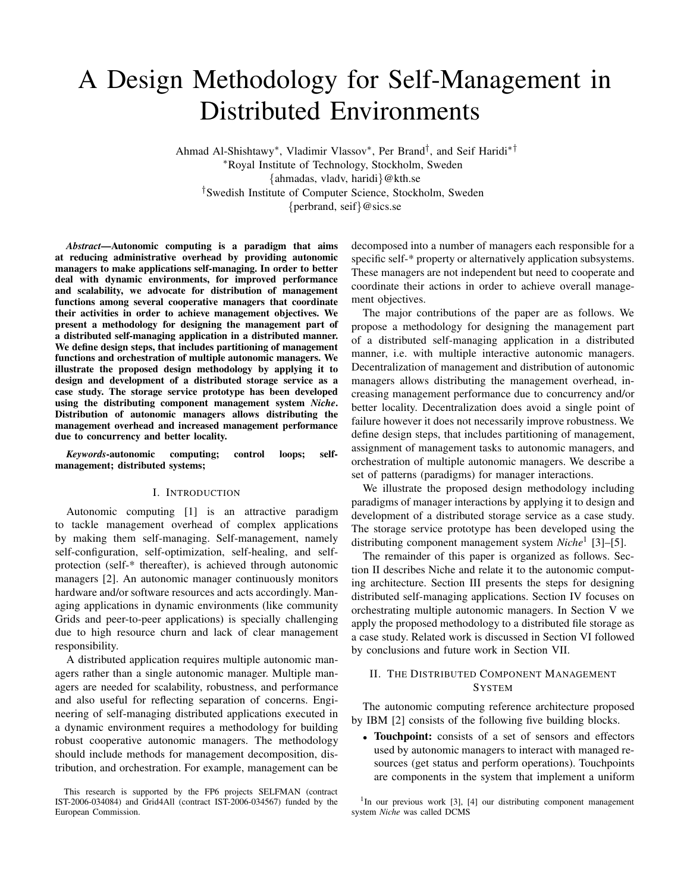# A Design Methodology for Self-Management in Distributed Environments

Ahmad Al-Shishtawy*, Vladimir Vlassov*, Per Brand†, and Seif Haridi*†

*Royal Institute of Technology, Stockholm, Sweden

{ahmadas, vladv, haridi}@kth.se

†Swedish Institute of Computer Science, Stockholm, Sweden

{perbrand, seif}@sics.se

***Abstract*—Autonomic computing is a paradigm that aims at reducing administrative overhead by providing autonomic managers to make applications self-managing. In order to better deal with dynamic environments, for improved performance and scalability, we advocate for distribution of management functions among several cooperative managers that coordinate their activities in order to achieve management objectives. We present a methodology for designing the management part of a distributed self-managing application in a distributed manner. We define design steps, that includes partitioning of management functions and orchestration of multiple autonomic managers. We illustrate the proposed design methodology by applying it to design and development of a distributed storage service as a case study. The storage service prototype has been developed using the distributing component management system *Niche*. Distribution of autonomic managers allows distributing the management overhead and increased management performance due to concurrency and better locality.**

***Keywords*-autonomic computing; control loops; self-management; distributed systems;**

## I. Introduction

Autonomic computing [1] is an attractive paradigm to tackle management overhead of complex applications by making them self-managing. Self-management, namely self-configuration, self-optimization, self-healing, and self-protection (self-* thereafter), is achieved through autonomic managers [2]. An autonomic manager continuously monitors hardware and/or software resources and acts accordingly. Managing applications in dynamic environments (like community Grids and peer-to-peer applications) is specially challenging due to high resource churn and lack of clear management responsibility.

A distributed application requires multiple autonomic managers rather than a single autonomic manager. Multiple managers are needed for scalability, robustness, and performance and also useful for reflecting separation of concerns. Engineering of self-managing distributed applications executed in a dynamic environment requires a methodology for building robust cooperative autonomic managers. The methodology should include methods for management decomposition, distribution, and orchestration. For example, management can be decomposed into a number of managers each responsible for a specific self-* property or alternatively application subsystems. These managers are not independent but need to cooperate and coordinate their actions in order to achieve overall management objectives.

The major contributions of the paper are as follows. We propose a methodology for designing the management part of a distributed self-managing application in a distributed manner, i.e. with multiple interactive autonomic managers. Decentralization of management and distribution of autonomic managers allows distributing the management overhead, increasing management performance due to concurrency and/or better locality. Decentralization does avoid a single point of failure however it does not necessarily improve robustness. We define design steps, that includes partitioning of management, assignment of management tasks to autonomic managers, and orchestration of multiple autonomic managers. We describe a set of patterns (paradigms) for manager interactions.

We illustrate the proposed design methodology including paradigms of manager interactions by applying it to design and development of a distributed storage service as a case study. The storage service prototype has been developed using the distributing component management system *Niche*[1] [3]–[5].

The remainder of this paper is organized as follows. Section II describes Niche and relate it to the autonomic computing architecture. Section III presents the steps for designing distributed self-managing applications. Section IV focuses on orchestrating multiple autonomic managers. In Section V we apply the proposed methodology to a distributed file storage as a case study. Related work is discussed in Section VI followed by conclusions and future work in Section VII.

## II. The Distributed Component Management System

The autonomic computing reference architecture proposed by IBM [2] consists of the following five building blocks.

- **Touchpoint:** consists of a set of sensors and effectors used by autonomic managers to interact with managed resources (get status and perform operations). Touchpoints are components in the system that implement a uniform

This research is supported by the FP6 projects SELFMAN (contract IST-2006-034084) and Grid4All (contract IST-2006-034567) funded by the European Commission.

[1] In our previous work [3], [4] our distributing component management system *Niche* was called DCMS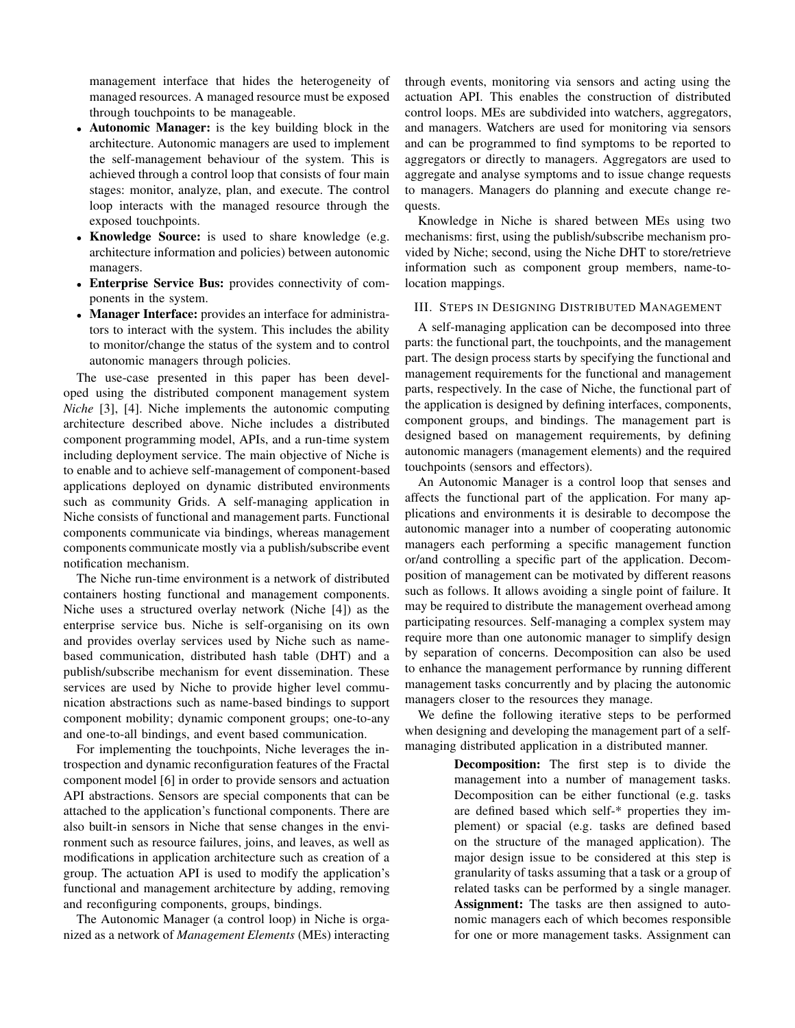management interface that hides the heterogeneity of managed resources. A managed resource must be exposed through touchpoints to be manageable.

- **Autonomic Manager:** is the key building block in the architecture. Autonomic managers are used to implement the self-management behaviour of the system. This is achieved through a control loop that consists of four main stages: monitor, analyze, plan, and execute. The control loop interacts with the managed resource through the exposed touchpoints.
- **Knowledge Source:** is used to share knowledge (e.g. architecture information and policies) between autonomic managers.
- **Enterprise Service Bus:** provides connectivity of components in the system.
- **Manager Interface:** provides an interface for administrators to interact with the system. This includes the ability to monitor/change the status of the system and to control autonomic managers through policies.

The use-case presented in this paper has been developed using the distributed component management system *Niche* [3], [4]. Niche implements the autonomic computing architecture described above. Niche includes a distributed component programming model, APIs, and a run-time system including deployment service. The main objective of Niche is to enable and to achieve self-management of component-based applications deployed on dynamic distributed environments such as community Grids. A self-managing application in Niche consists of functional and management parts. Functional components communicate via bindings, whereas management components communicate mostly via a publish/subscribe event notification mechanism.

The Niche run-time environment is a network of distributed containers hosting functional and management components. Niche uses a structured overlay network (Niche [4]) as the enterprise service bus. Niche is self-organising on its own and provides overlay services used by Niche such as name-based communication, distributed hash table (DHT) and a publish/subscribe mechanism for event dissemination. These services are used by Niche to provide higher level communication abstractions such as name-based bindings to support component mobility; dynamic component groups; one-to-any and one-to-all bindings, and event based communication.

For implementing the touchpoints, Niche leverages the introspection and dynamic reconfiguration features of the Fractal component model [6] in order to provide sensors and actuation API abstractions. Sensors are special components that can be attached to the application's functional components. There are also built-in sensors in Niche that sense changes in the environment such as resource failures, joins, and leaves, as well as modifications in application architecture such as creation of a group. The actuation API is used to modify the application's functional and management architecture by adding, removing and reconfiguring components, groups, bindings.

The Autonomic Manager (a control loop) in Niche is organized as a network of *Management Elements* (MEs) interacting through events, monitoring via sensors and acting using the actuation API. This enables the construction of distributed control loops. MEs are subdivided into watchers, aggregators, and managers. Watchers are used for monitoring via sensors and can be programmed to find symptoms to be reported to aggregators or directly to managers. Aggregators are used to aggregate and analyse symptoms and to issue change requests to managers. Managers do planning and execute change requests.

Knowledge in Niche is shared between MEs using two mechanisms: first, using the publish/subscribe mechanism provided by Niche; second, using the Niche DHT to store/retrieve information such as component group members, name-to-location mappings.

## III. Steps in Designing Distributed Management

A self-managing application can be decomposed into three parts: the functional part, the touchpoints, and the management part. The design process starts by specifying the functional and management requirements for the functional and management parts, respectively. In the case of Niche, the functional part of the application is designed by defining interfaces, components, component groups, and bindings. The management part is designed based on management requirements, by defining autonomic managers (management elements) and the required touchpoints (sensors and effectors).

An Autonomic Manager is a control loop that senses and affects the functional part of the application. For many applications and environments it is desirable to decompose the autonomic manager into a number of cooperating autonomic managers each performing a specific management function or/and controlling a specific part of the application. Decomposition of management can be motivated by different reasons such as follows. It allows avoiding a single point of failure. It may be required to distribute the management overhead among participating resources. Self-managing a complex system may require more than one autonomic manager to simplify design by separation of concerns. Decomposition can also be used to enhance the management performance by running different management tasks concurrently and by placing the autonomic managers closer to the resources they manage.

We define the following iterative steps to be performed when designing and developing the management part of a self-managing distributed application in a distributed manner.

**Decomposition:** The first step is to divide the management into a number of management tasks. Decomposition can be either functional (e.g. tasks are defined based which self-* properties they implement) or spacial (e.g. tasks are defined based on the structure of the managed application). The major design issue to be considered at this step is granularity of tasks assuming that a task or a group of related tasks can be performed by a single manager.

**Assignment:** The tasks are then assigned to autonomic managers each of which becomes responsible for one or more management tasks. Assignment can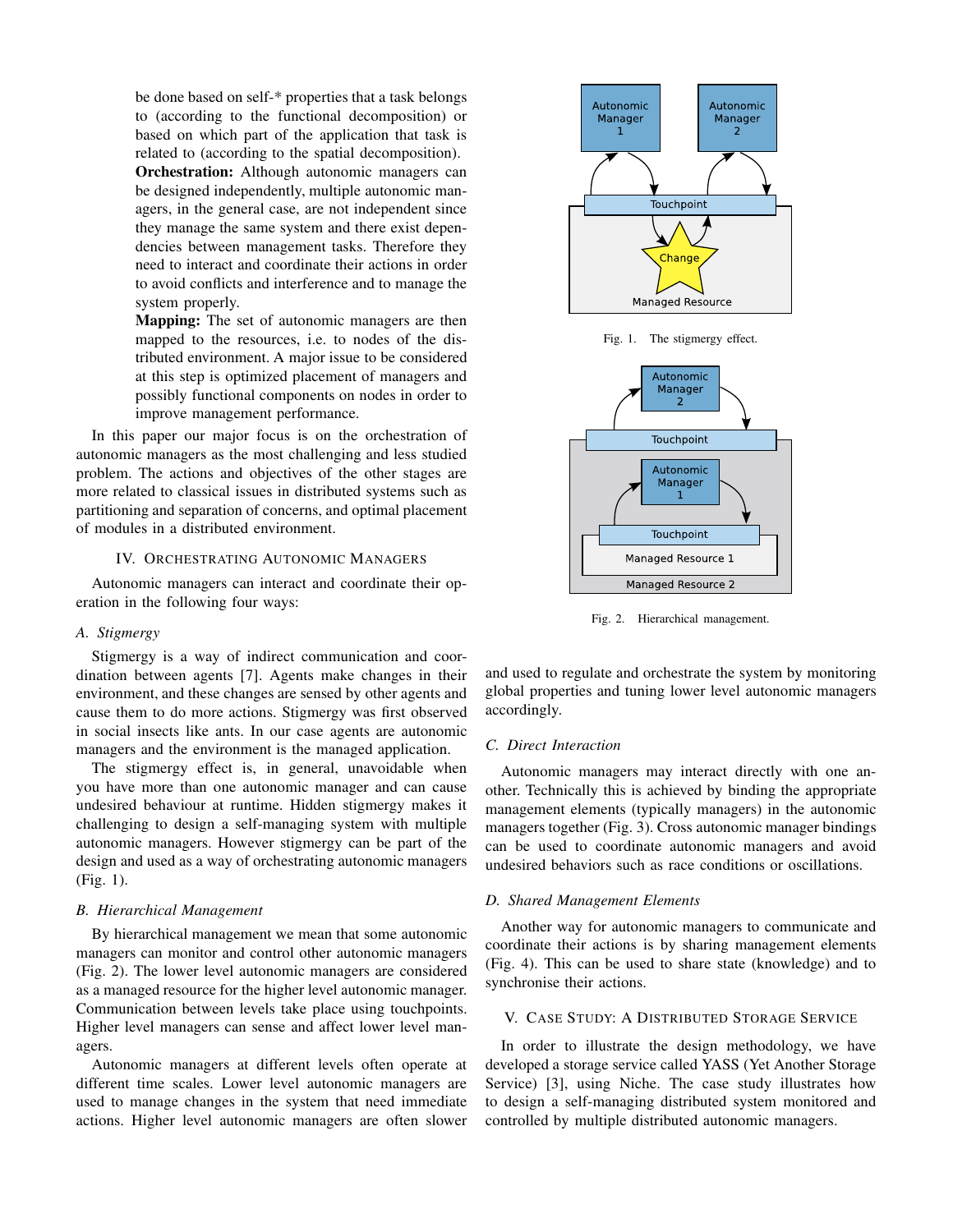be done based on self-* properties that a task belongs to (according to the functional decomposition) or based on which part of the application that task is related to (according to the spatial decomposition).

**Orchestration:** Although autonomic managers can be designed independently, multiple autonomic managers, in the general case, are not independent since they manage the same system and there exist dependencies between management tasks. Therefore they need to interact and coordinate their actions in order to avoid conflicts and interference and to manage the system properly.

**Mapping:** The set of autonomic managers are then mapped to the resources, i.e. to nodes of the distributed environment. A major issue to be considered at this step is optimized placement of managers and possibly functional components on nodes in order to improve management performance.

In this paper our major focus is on the orchestration of autonomic managers as the most challenging and less studied problem. The actions and objectives of the other stages are more related to classical issues in distributed systems such as partitioning and separation of concerns, and optimal placement of modules in a distributed environment.

## IV. Orchestrating Autonomic Managers

Autonomic managers can interact and coordinate their operation in the following four ways:

### A. Stigmergy

Stigmergy is a way of indirect communication and coordination between agents [7]. Agents make changes in their environment, and these changes are sensed by other agents and cause them to do more actions. Stigmergy was first observed in social insects like ants. In our case agents are autonomic managers and the environment is the managed application.

The stigmergy effect is, in general, unavoidable when you have more than one autonomic manager and can cause undesired behaviour at runtime. Hidden stigmergy makes it challenging to design a self-managing system with multiple autonomic managers. However stigmergy can be part of the design and used as a way of orchestrating autonomic managers (Fig. 1).

Fig. 1. The stigmergy effect.

### B. Hierarchical Management

By hierarchical management we mean that some autonomic managers can monitor and control other autonomic managers (Fig. 2). The lower level autonomic managers are considered as a managed resource for the higher level autonomic manager. Communication between levels take place using touchpoints. Higher level managers can sense and affect lower level managers.

Autonomic managers at different levels often operate at different time scales. Lower level autonomic managers are used to manage changes in the system that need immediate actions. Higher level autonomic managers are often slower and used to regulate and orchestrate the system by monitoring global properties and tuning lower level autonomic managers accordingly.

Fig. 2. Hierarchical management.

### C. Direct Interaction

Autonomic managers may interact directly with one another. Technically this is achieved by binding the appropriate management elements (typically managers) in the autonomic managers together (Fig. 3). Cross autonomic manager bindings can be used to coordinate autonomic managers and avoid undesired behaviors such as race conditions or oscillations.

### D. Shared Management Elements

Another way for autonomic managers to communicate and coordinate their actions is by sharing management elements (Fig. 4). This can be used to share state (knowledge) and to synchronise their actions.

## V. Case Study: A Distributed Storage Service

In order to illustrate the design methodology, we have developed a storage service called YASS (Yet Another Storage Service) [3], using Niche. The case study illustrates how to design a self-managing distributed system monitored and controlled by multiple distributed autonomic managers.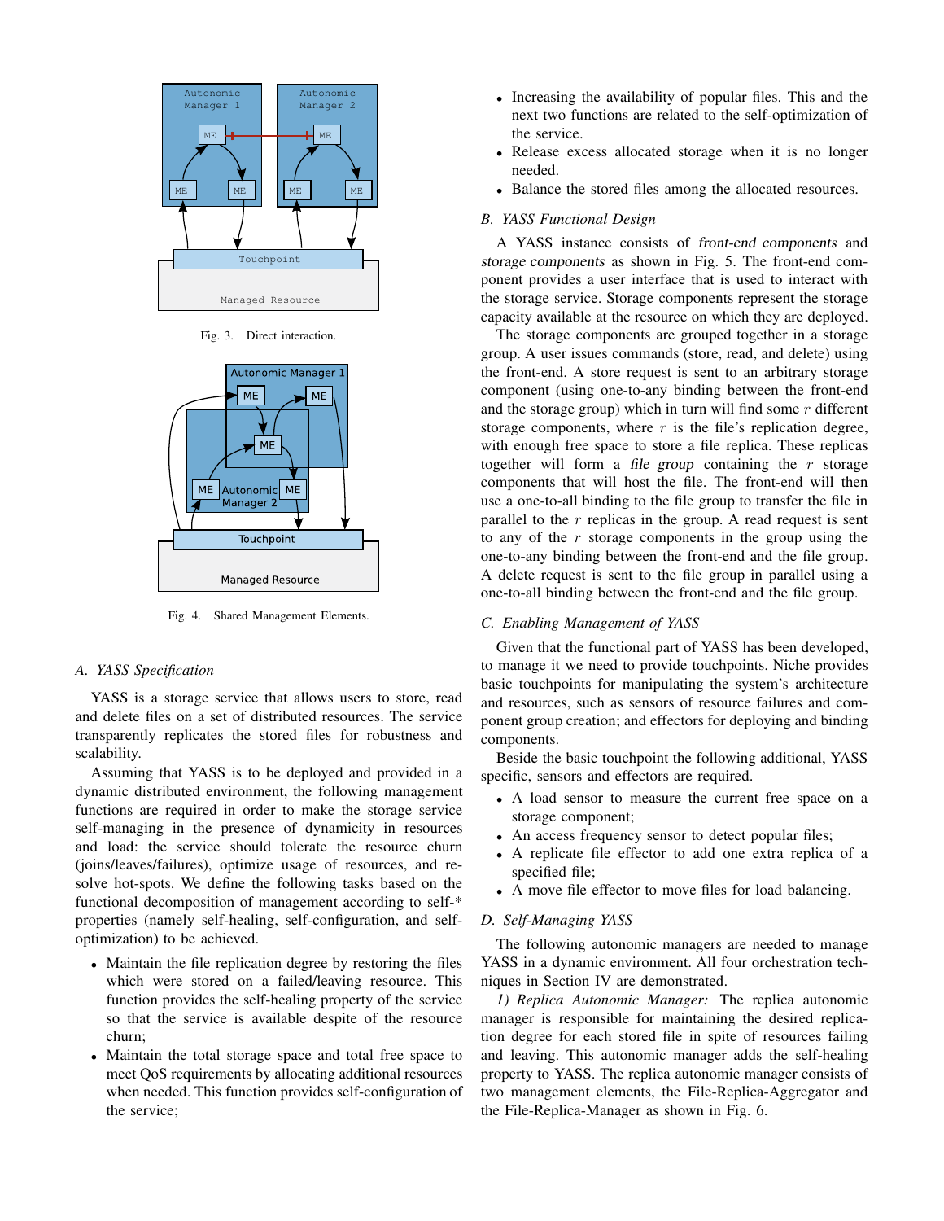Fig. 3. Direct interaction.

Fig. 4. Shared Management Elements.

### A. YASS Specification

YASS is a storage service that allows users to store, read and delete files on a set of distributed resources. The service transparently replicates the stored files for robustness and scalability.

Assuming that YASS is to be deployed and provided in a dynamic distributed environment, the following management functions are required in order to make the storage service self-managing in the presence of dynamicity in resources and load: the service should tolerate the resource churn (joins/leaves/failures), optimize usage of resources, and resolve hot-spots. We define the following tasks based on the functional decomposition of management according to self-* properties (namely self-healing, self-configuration, and self-optimization) to be achieved.

- Maintain the file replication degree by restoring the files which were stored on a failed/leaving resource. This function provides the self-healing property of the service so that the service is available despite of the resource churn;
- Maintain the total storage space and total free space to meet QoS requirements by allocating additional resources when needed. This function provides self-configuration of the service;
- Increasing the availability of popular files. This and the next two functions are related to the self-optimization of the service.
- Release excess allocated storage when it is no longer needed.
- Balance the stored files among the allocated resources.

### B. YASS Functional Design

A YASS instance consists of *front-end components* and *storage components* as shown in Fig. 5. The front-end component provides a user interface that is used to interact with the storage service. Storage components represent the storage capacity available at the resource on which they are deployed.

The storage components are grouped together in a storage group. A user issues commands (store, read, and delete) using the front-end. A store request is sent to an arbitrary storage component (using one-to-any binding between the front-end and the storage group) which in turn will find some $r$ different storage components, where $r$ is the file's replication degree, with enough free space to store a file replica. These replicas together will form a *file group* containing the $r$ storage components that will host the file. The front-end will then use a one-to-all binding to the file group to transfer the file in parallel to the $r$ replicas in the group. A read request is sent to any of the $r$ storage components in the group using the one-to-any binding between the front-end and the file group. A delete request is sent to the file group in parallel using a one-to-all binding between the front-end and the file group.

### C. Enabling Management of YASS

Given that the functional part of YASS has been developed, to manage it we need to provide touchpoints. Niche provides basic touchpoints for manipulating the system's architecture and resources, such as sensors of resource failures and component group creation; and effectors for deploying and binding components.

Beside the basic touchpoint the following additional, YASS specific, sensors and effectors are required.

- A load sensor to measure the current free space on a storage component;
- An access frequency sensor to detect popular files;
- A replicate file effector to add one extra replica of a specified file;
- A move file effector to move files for load balancing.

### D. Self-Managing YASS

The following autonomic managers are needed to manage YASS in a dynamic environment. All four orchestration techniques in Section IV are demonstrated.

*1) Replica Autonomic Manager:* The replica autonomic manager is responsible for maintaining the desired replication degree for each stored file in spite of resources failing and leaving. This autonomic manager adds the self-healing property to YASS. The replica autonomic manager consists of two management elements, the File-Replica-Aggregator and the File-Replica-Manager as shown in Fig. 6.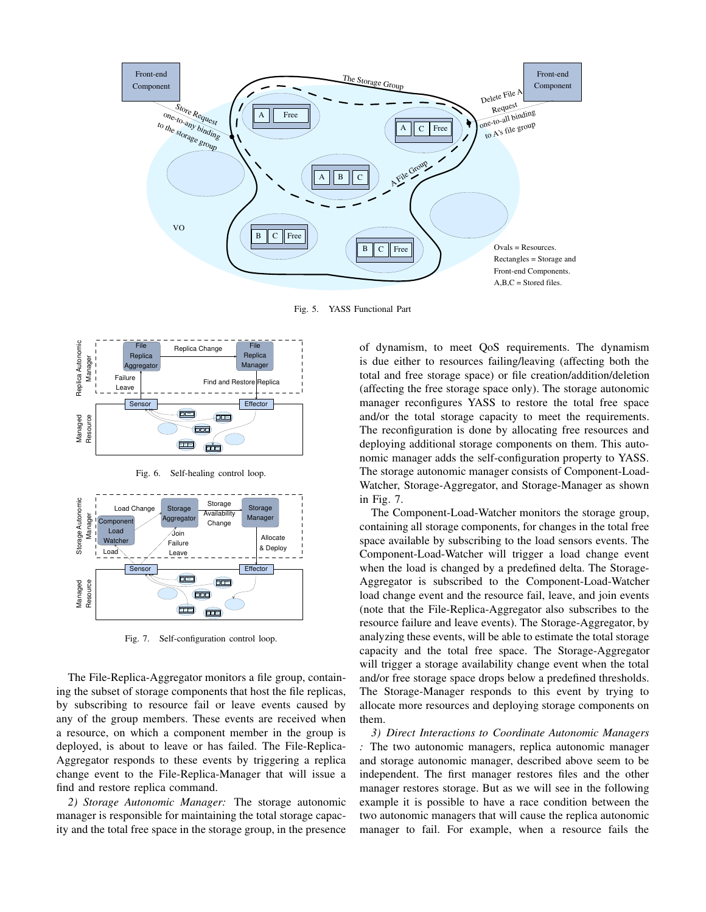Fig. 5. YASS Functional Part

Fig. 6. Self-healing control loop.

Fig. 7. Self-configuration control loop.

The File-Replica-Aggregator monitors a file group, containing the subset of storage components that host the file replicas, by subscribing to resource fail or leave events caused by any of the group members. These events are received when a resource, on which a component member in the group is deployed, is about to leave or has failed. The File-Replica-Aggregator responds to these events by triggering a replica change event to the File-Replica-Manager that will issue a find and restore replica command.

*2) Storage Autonomic Manager:* The storage autonomic manager is responsible for maintaining the total storage capacity and the total free space in the storage group, in the presence of dynamism, to meet QoS requirements. The dynamism is due either to resources failing/leaving (affecting both the total and free storage space) or file creation/addition/deletion (affecting the free storage space only). The storage autonomic manager reconfigures YASS to restore the total free space and/or the total storage capacity to meet the requirements. The reconfiguration is done by allocating free resources and deploying additional storage components on them. This autonomic manager adds the self-configuration property to YASS. The storage autonomic manager consists of Component-Load-Watcher, Storage-Aggregator, and Storage-Manager as shown in Fig. 7.

The Component-Load-Watcher monitors the storage group, containing all storage components, for changes in the total free space available by subscribing to the load sensors events. The Component-Load-Watcher will trigger a load change event when the load is changed by a predefined delta. The Storage-Aggregator is subscribed to the Component-Load-Watcher load change event and the resource fail, leave, and join events (note that the File-Replica-Aggregator also subscribes to the resource failure and leave events). The Storage-Aggregator, by analyzing these events, will be able to estimate the total storage capacity and the total free space. The Storage-Aggregator will trigger a storage availability change event when the total and/or free storage space drops below a predefined thresholds. The Storage-Manager responds to this event by trying to allocate more resources and deploying storage components on them.

*3) Direct Interactions to Coordinate Autonomic Managers :* The two autonomic managers, replica autonomic manager and storage autonomic manager, described above seem to be independent. The first manager restores files and the other manager restores storage. But as we will see in the following example it is possible to have a race condition between the two autonomic managers that will cause the replica autonomic manager to fail. For example, when a resource fails the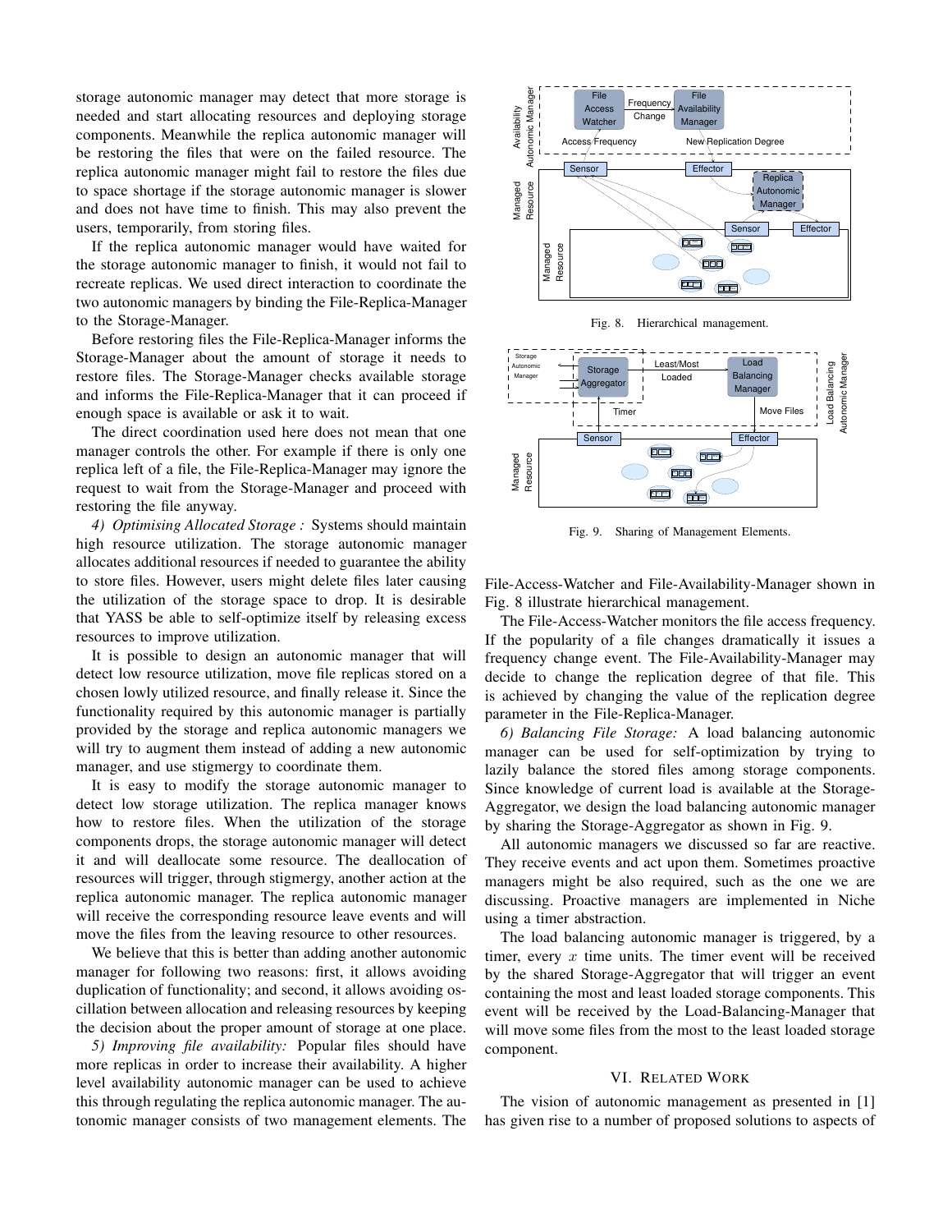storage autonomic manager may detect that more storage is needed and start allocating resources and deploying storage components. Meanwhile the replica autonomic manager will be restoring the files that were on the failed resource. The replica autonomic manager might fail to restore the files due to space shortage if the storage autonomic manager is slower and does not have time to finish. This may also prevent the users, temporarily, from storing files.

If the replica autonomic manager would have waited for the storage autonomic manager to finish, it would not fail to recreate replicas. We used direct interaction to coordinate the two autonomic managers by binding the File-Replica-Manager to the Storage-Manager.

Before restoring files the File-Replica-Manager informs the Storage-Manager about the amount of storage it needs to restore files. The Storage-Manager checks available storage and informs the File-Replica-Manager that it can proceed if enough space is available or ask it to wait.

The direct coordination used here does not mean that one manager controls the other. For example if there is only one replica left of a file, the File-Replica-Manager may ignore the request to wait from the Storage-Manager and proceed with restoring the file anyway.

*4) Optimising Allocated Storage :* Systems should maintain high resource utilization. The storage autonomic manager allocates additional resources if needed to guarantee the ability to store files. However, users might delete files later causing the utilization of the storage space to drop. It is desirable that YASS be able to self-optimize itself by releasing excess resources to improve utilization.

It is possible to design an autonomic manager that will detect low resource utilization, move file replicas stored on a chosen lowly utilized resource, and finally release it. Since the functionality required by this autonomic manager is partially provided by the storage and replica autonomic managers we will try to augment them instead of adding a new autonomic manager, and use stigmergy to coordinate them.

It is easy to modify the storage autonomic manager to detect low storage utilization. The replica manager knows how to restore files. When the utilization of the storage components drops, the storage autonomic manager will detect it and will deallocate some resource. The deallocation of resources will trigger, through stigmergy, another action at the replica autonomic manager. The replica autonomic manager will receive the corresponding resource leave events and will move the files from the leaving resource to other resources.

We believe that this is better than adding another autonomic manager for following two reasons: first, it allows avoiding duplication of functionality; and second, it allows avoiding oscillation between allocation and releasing resources by keeping the decision about the proper amount of storage at one place.

*5) Improving file availability:* Popular files should have more replicas in order to increase their availability. A higher level availability autonomic manager can be used to achieve this through regulating the replica autonomic manager. The autonomic manager consists of two management elements. The File-Access-Watcher and File-Availability-Manager shown in Fig. 8 illustrate hierarchical management.

Fig. 8. Hierarchical management.

Fig. 9. Sharing of Management Elements.

The File-Access-Watcher monitors the file access frequency. If the popularity of a file changes dramatically it issues a frequency change event. The File-Availability-Manager may decide to change the replication degree of that file. This is achieved by changing the value of the replication degree parameter in the File-Replica-Manager.

*6) Balancing File Storage:* A load balancing autonomic manager can be used for self-optimization by trying to lazily balance the stored files among storage components. Since knowledge of current load is available at the Storage-Aggregator, we design the load balancing autonomic manager by sharing the Storage-Aggregator as shown in Fig. 9.

All autonomic managers we discussed so far are reactive. They receive events and act upon them. Sometimes proactive managers might be also required, such as the one we are discussing. Proactive managers are implemented in Niche using a timer abstraction.

The load balancing autonomic manager is triggered, by a timer, every $x$ time units. The timer event will be received by the shared Storage-Aggregator that will trigger an event containing the most and least loaded storage components. This event will be received by the Load-Balancing-Manager that will move some files from the most to the least loaded storage component.

## VI. Related Work

The vision of autonomic management as presented in [1] has given rise to a number of proposed solutions to aspects of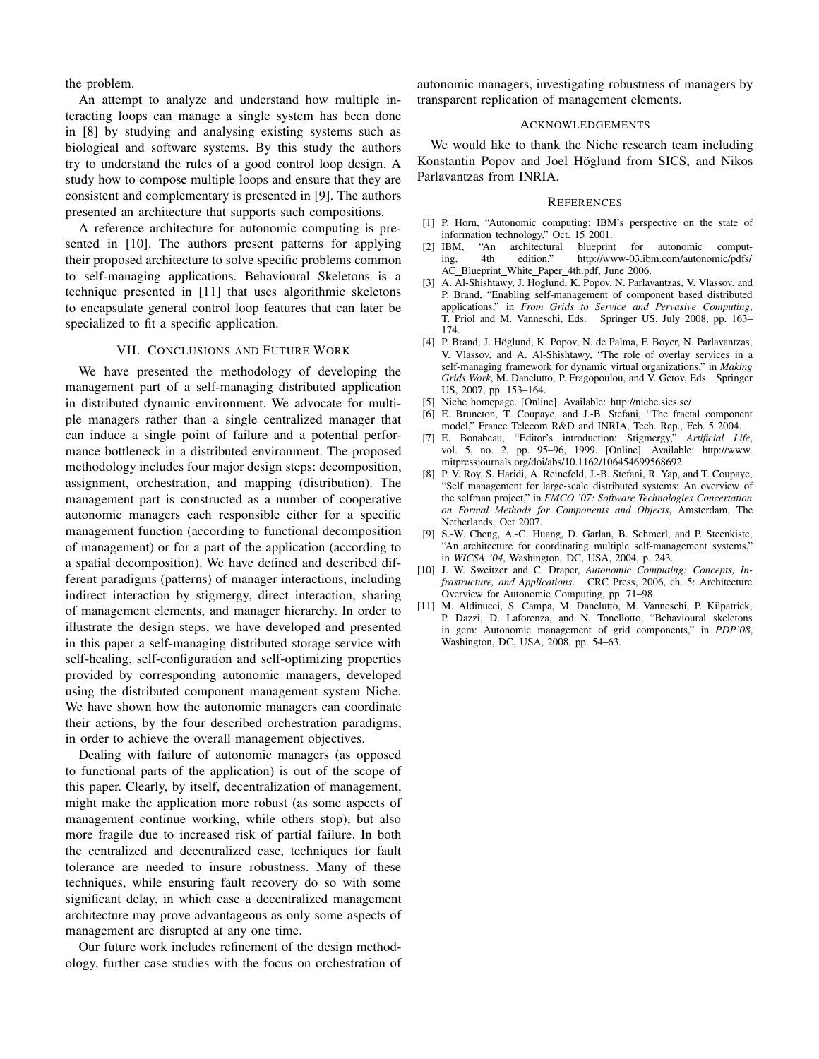the problem.

An attempt to analyze and understand how multiple interacting loops can manage a single system has been done in [8] by studying and analysing existing systems such as biological and software systems. By this study the authors try to understand the rules of a good control loop design. A study how to compose multiple loops and ensure that they are consistent and complementary is presented in [9]. The authors presented an architecture that supports such compositions.

A reference architecture for autonomic computing is presented in [10]. The authors present patterns for applying their proposed architecture to solve specific problems common to self-managing applications. Behavioural Skeletons is a technique presented in [11] that uses algorithmic skeletons to encapsulate general control loop features that can later be specialized to fit a specific application.

## VII. Conclusions and Future Work

We have presented the methodology of developing the management part of a self-managing distributed application in distributed dynamic environment. We advocate for multiple managers rather than a single centralized manager that can induce a single point of failure and a potential performance bottleneck in a distributed environment. The proposed methodology includes four major design steps: decomposition, assignment, orchestration, and mapping (distribution). The management part is constructed as a number of cooperative autonomic managers each responsible either for a specific management function (according to functional decomposition of management) or for a part of the application (according to a spatial decomposition). We have defined and described different paradigms (patterns) of manager interactions, including indirect interaction by stigmergy, direct interaction, sharing of management elements, and manager hierarchy. In order to illustrate the design steps, we have developed and presented in this paper a self-managing distributed storage service with self-healing, self-configuration and self-optimizing properties provided by corresponding autonomic managers, developed using the distributed component management system Niche. We have shown how the autonomic managers can coordinate their actions, by the four described orchestration paradigms, in order to achieve the overall management objectives.

Dealing with failure of autonomic managers (as opposed to functional parts of the application) is out of the scope of this paper. Clearly, by itself, decentralization of management, might make the application more robust (as some aspects of management continue working, while others stop), but also more fragile due to increased risk of partial failure. In both the centralized and decentralized case, techniques for fault tolerance are needed to insure robustness. Many of these techniques, while ensuring fault recovery do so with some significant delay, in which case a decentralized management architecture may prove advantageous as only some aspects of management are disrupted at any one time.

Our future work includes refinement of the design methodology, further case studies with the focus on orchestration of autonomic managers, investigating robustness of managers by transparent replication of management elements.

## Acknowledgements

We would like to thank the Niche research team including Konstantin Popov and Joel Höglund from SICS, and Nikos Parlavantzas from INRIA.

## References

[1] P. Horn, "Autonomic computing: IBM's perspective on the state of information technology," Oct. 15 2001.

[2] IBM, "An architectural blueprint for autonomic computing, 4th edition," http://www-03.ibm.com/autonomic/pdfs/AC_Blueprint_White_Paper_4th.pdf, June 2006.

[3] A. Al-Shishtawy, J. Höglund, K. Popov, N. Parlavantzas, V. Vlassov, and P. Brand, "Enabling self-management of component based distributed applications," in *From Grids to Service and Pervasive Computing*, T. Priol and M. Vanneschi, Eds. Springer US, July 2008, pp. 163–174.

[4] P. Brand, J. Höglund, K. Popov, N. de Palma, F. Boyer, N. Parlavantzas, V. Vlassov, and A. Al-Shishtawy, "The role of overlay services in a self-managing framework for dynamic virtual organizations," in *Making Grids Work*, M. Danelutto, P. Fragopoulou, and V. Getov, Eds. Springer US, 2007, pp. 153–164.

[5] Niche homepage. [Online]. Available: http://niche.sics.se/

[6] E. Bruneton, T. Coupaye, and J.-B. Stefani, "The fractal component model," France Telecom R&D and INRIA, Tech. Rep., Feb. 5 2004.

[7] E. Bonabeau, "Editor's introduction: Stigmergy," *Artificial Life*, vol. 5, no. 2, pp. 95–96, 1999. [Online]. Available: http://www.mitpressjournals.org/doi/abs/10.1162/106454699568692

[8] P. V. Roy, S. Haridi, A. Reinefeld, J.-B. Stefani, R. Yap, and T. Coupaye, "Self management for large-scale distributed systems: An overview of the selfman project," in *FMCO '07: Software Technologies Concertation on Formal Methods for Components and Objects*, Amsterdam, The Netherlands, Oct 2007.

[9] S.-W. Cheng, A.-C. Huang, D. Garlan, B. Schmerl, and P. Steenkiste, "An architecture for coordinating multiple self-management systems," in *WICSA '04*, Washington, DC, USA, 2004, p. 243.

[10] J. W. Sweitzer and C. Draper, *Autonomic Computing: Concepts, Infrastructure, and Applications*. CRC Press, 2006, ch. 5: Architecture Overview for Autonomic Computing, pp. 71–98.

[11] M. Aldinucci, S. Campa, M. Danelutto, M. Vanneschi, P. Kilpatrick, P. Dazzi, D. Laforenza, and N. Tonellotto, "Behavioural skeletons in gcm: Autonomic management of grid components," in *PDP'08*, Washington, DC, USA, 2008, pp. 54–63.